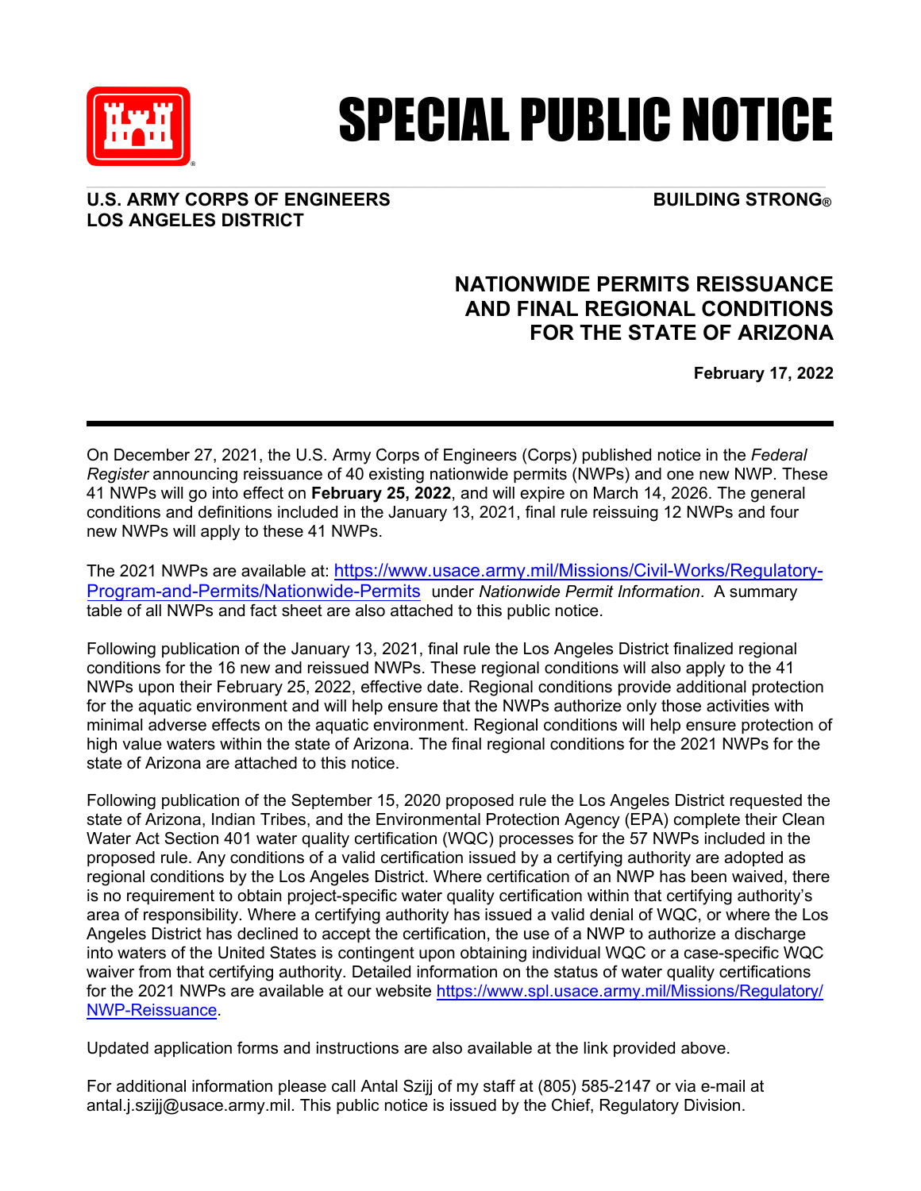# SPECIAL PUBLIC NOTICE

**U.S. ARMY CORPS OF ENGINEERS**
**LOS ANGELES DISTRICT**

**BUILDING STRONG®**

## NATIONWIDE PERMITS REISSUANCE AND FINAL REGIONAL CONDITIONS FOR THE STATE OF ARIZONA

**February 17, 2022**

---

On December 27, 2021, the U.S. Army Corps of Engineers (Corps) published notice in the *Federal Register* announcing reissuance of 40 existing nationwide permits (NWPs) and one new NWP. These 41 NWPs will go into effect on **February 25, 2022**, and will expire on March 14, 2026. The general conditions and definitions included in the January 13, 2021, final rule reissuing 12 NWPs and four new NWPs will apply to these 41 NWPs.

The 2021 NWPs are available at: https://www.usace.army.mil/Missions/Civil-Works/Regulatory-Program-and-Permits/Nationwide-Permits under *Nationwide Permit Information*. A summary table of all NWPs and fact sheet are also attached to this public notice.

Following publication of the January 13, 2021, final rule the Los Angeles District finalized regional conditions for the 16 new and reissued NWPs. These regional conditions will also apply to the 41 NWPs upon their February 25, 2022, effective date. Regional conditions provide additional protection for the aquatic environment and will help ensure that the NWPs authorize only those activities with minimal adverse effects on the aquatic environment. Regional conditions will help ensure protection of high value waters within the state of Arizona. The final regional conditions for the 2021 NWPs for the state of Arizona are attached to this notice.

Following publication of the September 15, 2020 proposed rule the Los Angeles District requested the state of Arizona, Indian Tribes, and the Environmental Protection Agency (EPA) complete their Clean Water Act Section 401 water quality certification (WQC) processes for the 57 NWPs included in the proposed rule. Any conditions of a valid certification issued by a certifying authority are adopted as regional conditions by the Los Angeles District. Where certification of an NWP has been waived, there is no requirement to obtain project-specific water quality certification within that certifying authority's area of responsibility. Where a certifying authority has issued a valid denial of WQC, or where the Los Angeles District has declined to accept the certification, the use of a NWP to authorize a discharge into waters of the United States is contingent upon obtaining individual WQC or a case-specific WQC waiver from that certifying authority. Detailed information on the status of water quality certifications for the 2021 NWPs are available at our website https://www.spl.usace.army.mil/Missions/Regulatory/NWP-Reissuance.

Updated application forms and instructions are also available at the link provided above.

For additional information please call Antal Szijj of my staff at (805) 585-2147 or via e-mail at antal.j.szijj@usace.army.mil. This public notice is issued by the Chief, Regulatory Division.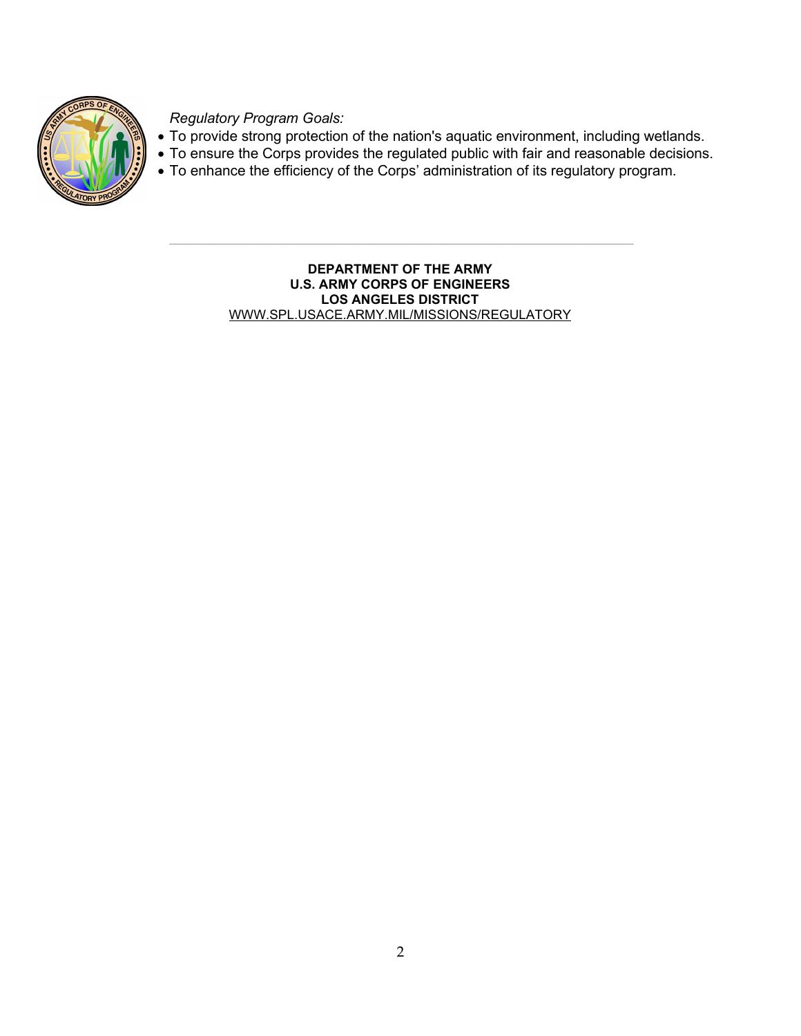*Regulatory Program Goals:*

- To provide strong protection of the nation's aquatic environment, including wetlands.
- To ensure the Corps provides the regulated public with fair and reasonable decisions.
- To enhance the efficiency of the Corps' administration of its regulatory program.

---

**DEPARTMENT OF THE ARMY**
**U.S. ARMY CORPS OF ENGINEERS**
**LOS ANGELES DISTRICT**
WWW.SPL.USACE.ARMY.MIL/MISSIONS/REGULATORY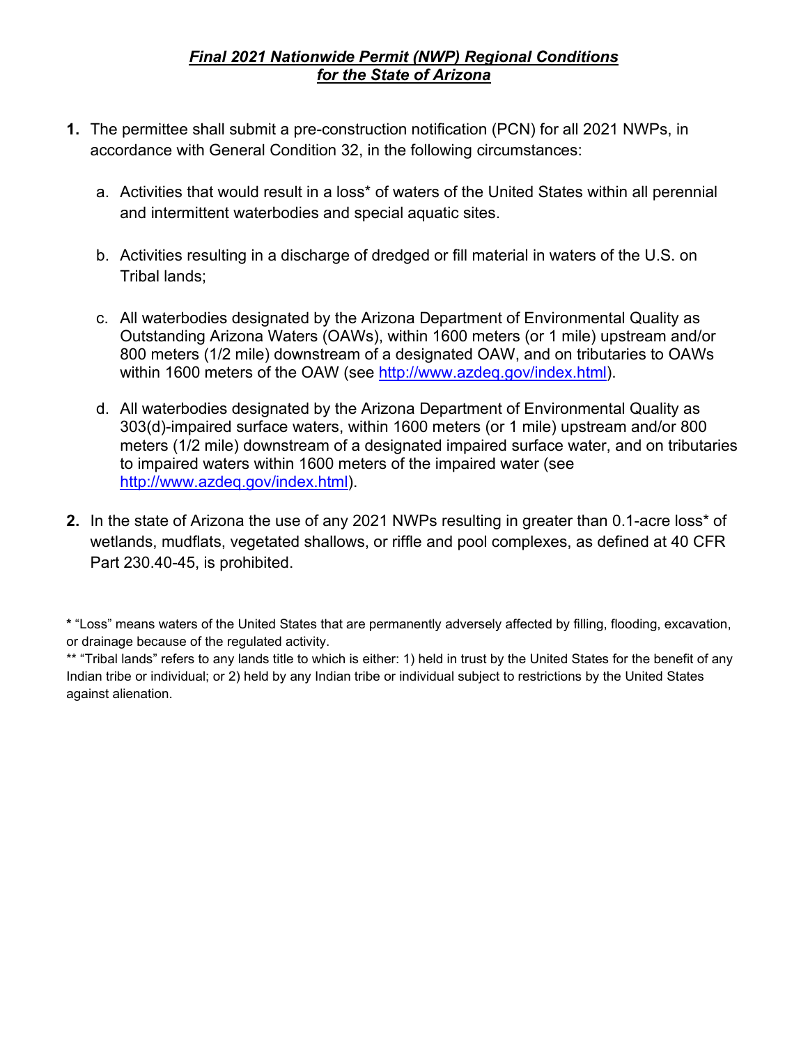***Final 2021 Nationwide Permit (NWP) Regional Conditions***
***for the State of Arizona***

**1.** The permittee shall submit a pre-construction notification (PCN) for all 2021 NWPs, in accordance with General Condition 32, in the following circumstances:

a. Activities that would result in a loss* of waters of the United States within all perennial and intermittent waterbodies and special aquatic sites.

b. Activities resulting in a discharge of dredged or fill material in waters of the U.S. on Tribal lands;

c. All waterbodies designated by the Arizona Department of Environmental Quality as Outstanding Arizona Waters (OAWs), within 1600 meters (or 1 mile) upstream and/or 800 meters (1/2 mile) downstream of a designated OAW, and on tributaries to OAWs within 1600 meters of the OAW (see http://www.azdeq.gov/index.html).

d. All waterbodies designated by the Arizona Department of Environmental Quality as 303(d)-impaired surface waters, within 1600 meters (or 1 mile) upstream and/or 800 meters (1/2 mile) downstream of a designated impaired surface water, and on tributaries to impaired waters within 1600 meters of the impaired water (see http://www.azdeq.gov/index.html).

**2.** In the state of Arizona the use of any 2021 NWPs resulting in greater than 0.1-acre loss* of wetlands, mudflats, vegetated shallows, or riffle and pool complexes, as defined at 40 CFR Part 230.40-45, is prohibited.

**\*** "Loss" means waters of the United States that are permanently adversely affected by filling, flooding, excavation, or drainage because of the regulated activity.

** "Tribal lands" refers to any lands title to which is either: 1) held in trust by the United States for the benefit of any Indian tribe or individual; or 2) held by any Indian tribe or individual subject to restrictions by the United States against alienation.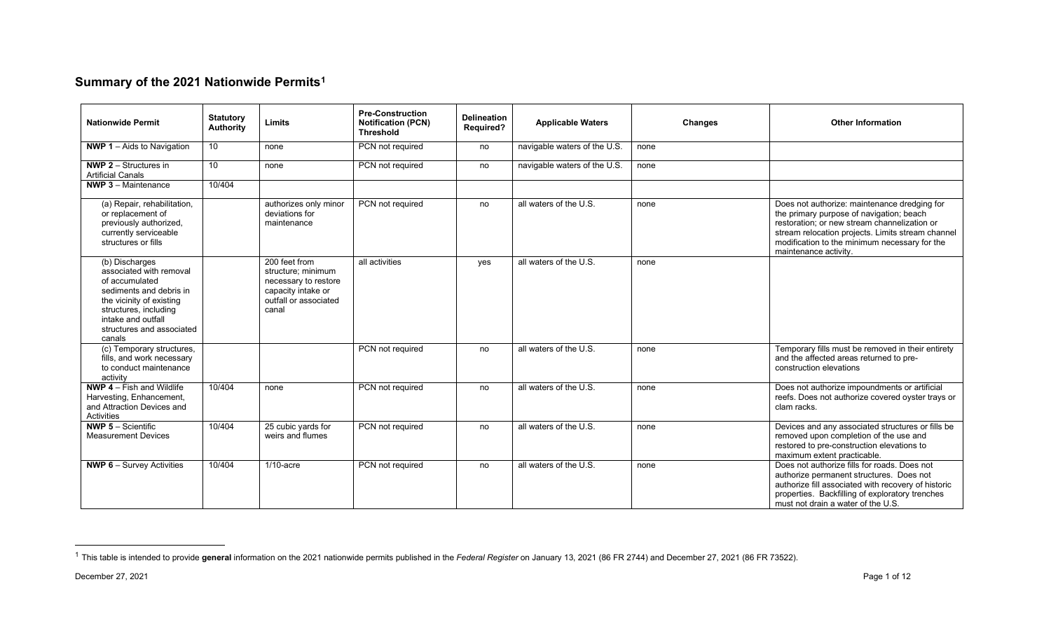## Summary of the 2021 Nationwide Permits[1]

| Nationwide Permit | Statutory Authority | Limits | Pre-Construction Notification (PCN) Threshold | Delineation Required? | Applicable Waters | Changes | Other Information |
|---|---|---|---|---|---|---|---|
| **NWP 1** – Aids to Navigation | 10 | none | PCN not required | no | navigable waters of the U.S. | none | |
| **NWP 2** – Structures in Artificial Canals | 10 | none | PCN not required | no | navigable waters of the U.S. | none | |
| **NWP 3** – Maintenance | 10/404 | | | | | | |
| (a) Repair, rehabilitation, or replacement of previously authorized, currently serviceable structures or fills | | authorizes only minor deviations for maintenance | PCN not required | no | all waters of the U.S. | none | Does not authorize: maintenance dredging for the primary purpose of navigation; beach restoration; or new stream channelization or stream relocation projects. Limits stream channel modification to the minimum necessary for the maintenance activity. |
| (b) Discharges associated with removal of accumulated sediments and debris in the vicinity of existing structures, including intake and outfall structures and associated canals | | 200 feet from structure; minimum necessary to restore capacity intake or outfall or associated canal | all activities | yes | all waters of the U.S. | none | |
| (c) Temporary structures, fills, and work necessary to conduct maintenance activity | | | PCN not required | no | all waters of the U.S. | none | Temporary fills must be removed in their entirety and the affected areas returned to pre-construction elevations |
| **NWP 4** – Fish and Wildlife Harvesting, Enhancement, and Attraction Devices and Activities | 10/404 | none | PCN not required | no | all waters of the U.S. | none | Does not authorize impoundments or artificial reefs. Does not authorize covered oyster trays or clam racks. |
| **NWP 5** – Scientific Measurement Devices | 10/404 | 25 cubic yards for weirs and flumes | PCN not required | no | all waters of the U.S. | none | Devices and any associated structures or fills be removed upon completion of the use and restored to pre-construction elevations to maximum extent practicable. |
| **NWP 6** – Survey Activities | 10/404 | 1/10-acre | PCN not required | no | all waters of the U.S. | none | Does not authorize fills for roads. Does not authorize permanent structures. Does not authorize fill associated with recovery of historic properties. Backfilling of exploratory trenches must not drain a water of the U.S. |

[1] This table is intended to provide **general** information on the 2021 nationwide permits published in the *Federal Register* on January 13, 2021 (86 FR 2744) and December 27, 2021 (86 FR 73522).

December 27, 2021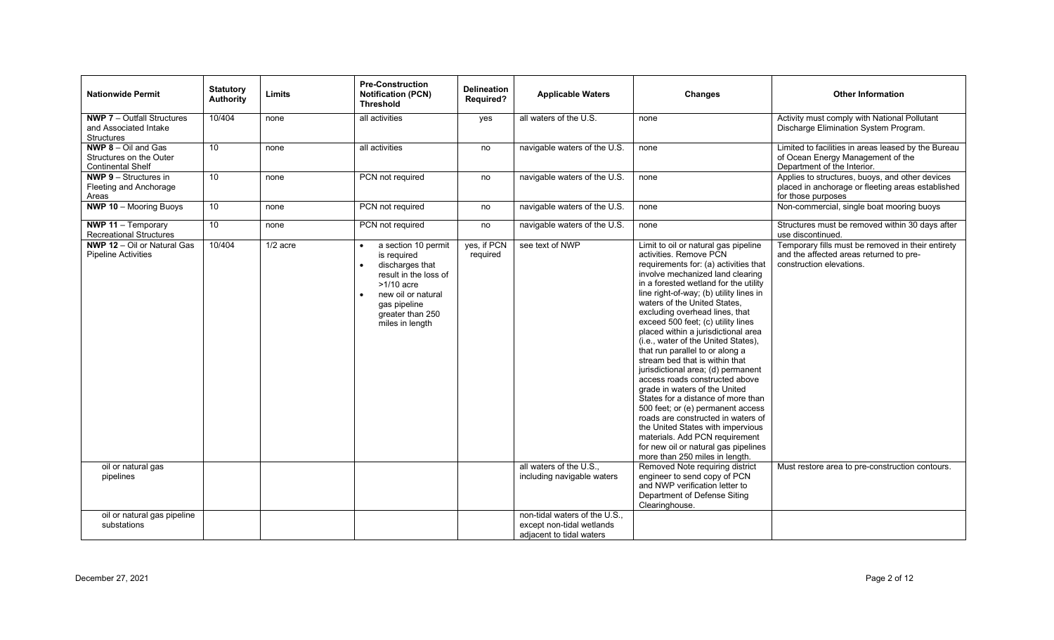| Nationwide Permit | Statutory Authority | Limits | Pre-Construction Notification (PCN) Threshold | Delineation Required? | Applicable Waters | Changes | Other Information |
|---|---|---|---|---|---|---|---|
| **NWP 7** – Outfall Structures and Associated Intake Structures | 10/404 | none | all activities | yes | all waters of the U.S. | none | Activity must comply with National Pollutant Discharge Elimination System Program. |
| **NWP 8** – Oil and Gas Structures on the Outer Continental Shelf | 10 | none | all activities | no | navigable waters of the U.S. | none | Limited to facilities in areas leased by the Bureau of Ocean Energy Management of the Department of the Interior. |
| **NWP 9** – Structures in Fleeting and Anchorage Areas | 10 | none | PCN not required | no | navigable waters of the U.S. | none | Applies to structures, buoys, and other devices placed in anchorage or fleeting areas established for those purposes |
| **NWP 10** – Mooring Buoys | 10 | none | PCN not required | no | navigable waters of the U.S. | none | Non-commercial, single boat mooring buoys |
| **NWP 11** – Temporary Recreational Structures | 10 | none | PCN not required | no | navigable waters of the U.S. | none | Structures must be removed within 30 days after use discontinued. |
| **NWP 12** – Oil or Natural Gas Pipeline Activities | 10/404 | 1/2 acre | • a section 10 permit is required<br>• discharges that result in the loss of >1/10 acre<br>• new oil or natural gas pipeline greater than 250 miles in length | yes, if PCN required | see text of NWP | Limit to oil or natural gas pipeline activities. Remove PCN requirements for: (a) activities that involve mechanized land clearing in a forested wetland for the utility line right-of-way; (b) utility lines in waters of the United States, excluding overhead lines, that exceed 500 feet; (c) utility lines placed within a jurisdictional area (i.e., water of the United States), that run parallel to or along a stream bed that is within that jurisdictional area; (d) permanent access roads constructed above grade in waters of the United States for a distance of more than 500 feet; or (e) permanent access roads are constructed in waters of the United States with impervious materials. Add PCN requirement for new oil or natural gas pipelines more than 250 miles in length. | Temporary fills must be removed in their entirety and the affected areas returned to pre-construction elevations. |
| oil or natural gas pipelines | | | | | all waters of the U.S., including navigable waters | Removed Note requiring district engineer to send copy of PCN and NWP verification letter to Department of Defense Siting Clearinghouse. | Must restore area to pre-construction contours. |
| oil or natural gas pipeline substations | | | | | non-tidal waters of the U.S., except non-tidal wetlands adjacent to tidal waters | | |

December 27, 2021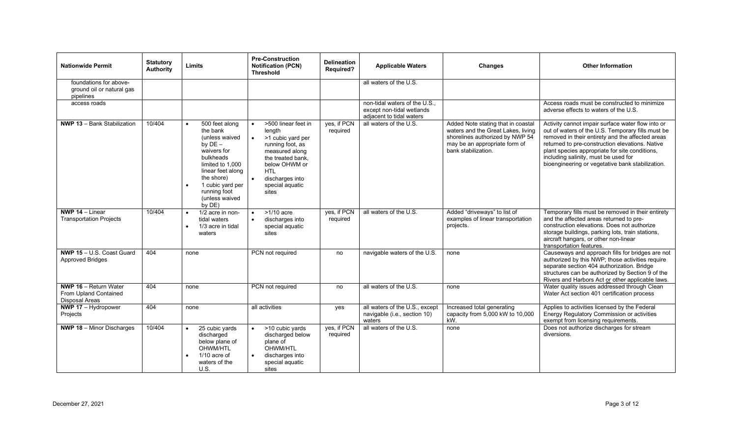| Nationwide Permit | Statutory Authority | Limits | Pre-Construction Notification (PCN) Threshold | Delineation Required? | Applicable Waters | Changes | Other Information |
|---|---|---|---|---|---|---|---|
| foundations for above-ground oil or natural gas pipelines | | | | | all waters of the U.S. | | |
| access roads | | | | | non-tidal waters of the U.S., except non-tidal wetlands adjacent to tidal waters | | Access roads must be constructed to minimize adverse effects to waters of the U.S. |
| **NWP 13** – Bank Stabilization | 10/404 | • 500 feet along the bank (unless waived by DE – waivers for bulkheads limited to 1,000 linear feet along the shore)<br>• 1 cubic yard per running foot (unless waived by DE) | • >500 linear feet in length<br>• >1 cubic yard per running foot, as measured along the treated bank, below OHWM or HTL<br>• discharges into special aquatic sites | yes, if PCN required | all waters of the U.S. | Added Note stating that in coastal waters and the Great Lakes, living shorelines authorized by NWP 54 may be an appropriate form of bank stabilization. | Activity cannot impair surface water flow into or out of waters of the U.S. Temporary fills must be removed in their entirety and the affected areas returned to pre-construction elevations. Native plant species appropriate for site conditions, including salinity, must be used for bioengineering or vegetative bank stabilization. |
| **NWP 14** – Linear Transportation Projects | 10/404 | • 1/2 acre in non-tidal waters<br>• 1/3 acre in tidal waters | • >1/10 acre<br>• discharges into special aquatic sites | yes, if PCN required | all waters of the U.S. | Added "driveways" to list of examples of linear transportation projects. | Temporary fills must be removed in their entirety and the affected areas returned to pre-construction elevations. Does not authorize storage buildings, parking lots, train stations, aircraft hangars, or other non-linear transportation features. |
| **NWP 15** – U.S. Coast Guard Approved Bridges | 404 | none | PCN not required | no | navigable waters of the U.S. | none | Causeways and approach fills for bridges are not authorized by this NWP; those activities require separate section 404 authorization. Bridge structures can be authorized by Section 9 of the Rivers and Harbors Act or other applicable laws. |
| **NWP 16** – Return Water From Upland Contained Disposal Areas | 404 | none | PCN not required | no | all waters of the U.S. | none | Water quality issues addressed through Clean Water Act section 401 certification process |
| **NWP 17** – Hydropower Projects | 404 | none | all activities | yes | all waters of the U.S., except navigable (i.e., section 10) waters | Increased total generating capacity from 5,000 kW to 10,000 kW. | Applies to activities licensed by the Federal Energy Regulatory Commission or activities exempt from licensing requirements. |
| **NWP 18** – Minor Discharges | 10/404 | • 25 cubic yards discharged below plane of OHWM/HTL<br>• 1/10 acre of waters of the U.S. | • >10 cubic yards discharged below plane of OHWM/HTL<br>• discharges into special aquatic sites | yes, if PCN required | all waters of the U.S. | none | Does not authorize discharges for stream diversions. |

December 27, 2021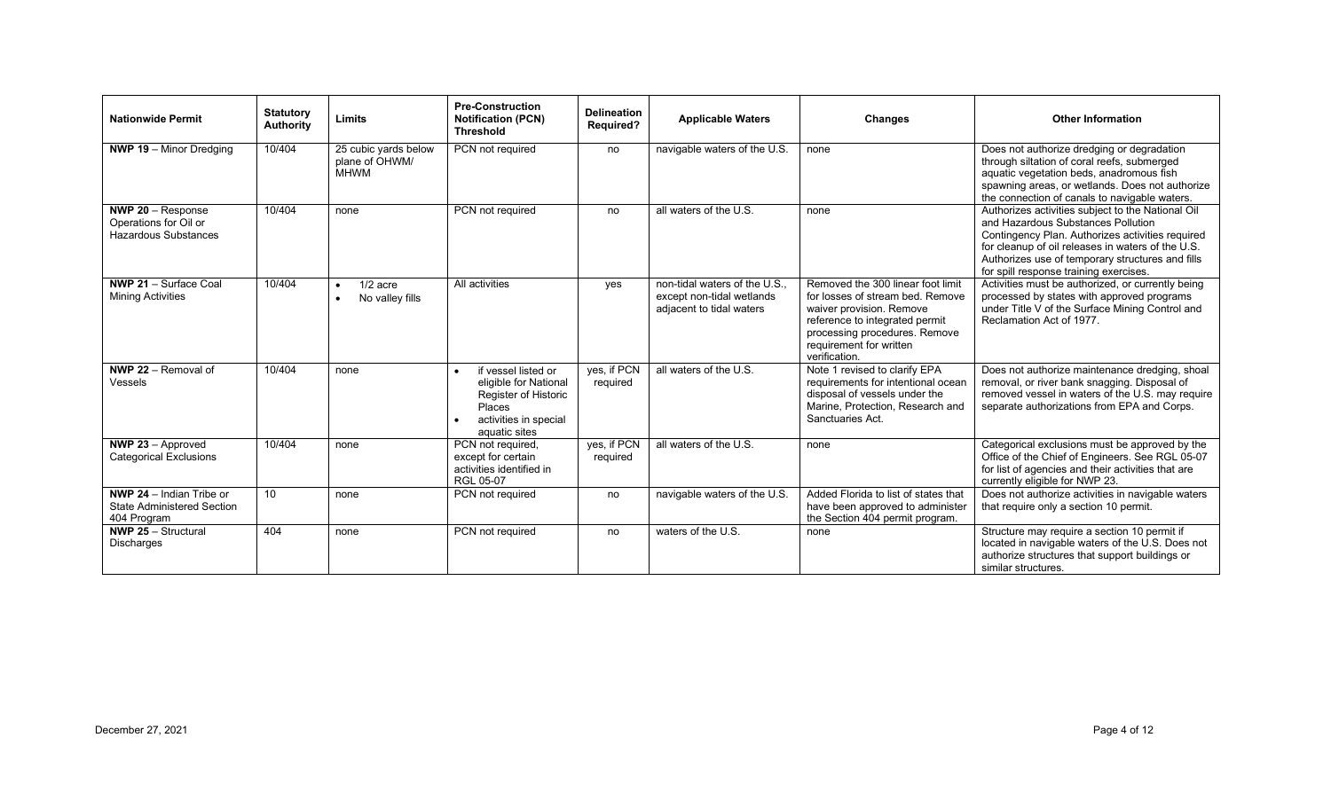| Nationwide Permit | Statutory Authority | Limits | Pre-Construction Notification (PCN) Threshold | Delineation Required? | Applicable Waters | Changes | Other Information |
|---|---|---|---|---|---|---|---|
| **NWP 19** – Minor Dredging | 10/404 | 25 cubic yards below plane of OHWM/ MHWM | PCN not required | no | navigable waters of the U.S. | none | Does not authorize dredging or degradation through siltation of coral reefs, submerged aquatic vegetation beds, anadromous fish spawning areas, or wetlands. Does not authorize the connection of canals to navigable waters. |
| **NWP 20** – Response Operations for Oil or Hazardous Substances | 10/404 | none | PCN not required | no | all waters of the U.S. | none | Authorizes activities subject to the National Oil and Hazardous Substances Pollution Contingency Plan. Authorizes activities required for cleanup of oil releases in waters of the U.S. Authorizes use of temporary structures and fills for spill response training exercises. |
| **NWP 21** – Surface Coal Mining Activities | 10/404 | • 1/2 acre<br>• No valley fills | All activities | yes | non-tidal waters of the U.S., except non-tidal wetlands adjacent to tidal waters | Removed the 300 linear foot limit for losses of stream bed. Remove waiver provision. Remove reference to integrated permit processing procedures. Remove requirement for written verification. | Activities must be authorized, or currently being processed by states with approved programs under Title V of the Surface Mining Control and Reclamation Act of 1977. |
| **NWP 22** – Removal of Vessels | 10/404 | none | • if vessel listed or eligible for National Register of Historic Places<br>• activities in special aquatic sites | yes, if PCN required | all waters of the U.S. | Note 1 revised to clarify EPA requirements for intentional ocean disposal of vessels under the Marine, Protection, Research and Sanctuaries Act. | Does not authorize maintenance dredging, shoal removal, or river bank snagging. Disposal of removed vessel in waters of the U.S. may require separate authorizations from EPA and Corps. |
| **NWP 23** – Approved Categorical Exclusions | 10/404 | none | PCN not required, except for certain activities identified in RGL 05-07 | yes, if PCN required | all waters of the U.S. | none | Categorical exclusions must be approved by the Office of the Chief of Engineers. See RGL 05-07 for list of agencies and their activities that are currently eligible for NWP 23. |
| **NWP 24** – Indian Tribe or State Administered Section 404 Program | 10 | none | PCN not required | no | navigable waters of the U.S. | Added Florida to list of states that have been approved to administer the Section 404 permit program. | Does not authorize activities in navigable waters that require only a section 10 permit. |
| **NWP 25** – Structural Discharges | 404 | none | PCN not required | no | waters of the U.S. | none | Structure may require a section 10 permit if located in navigable waters of the U.S. Does not authorize structures that support buildings or similar structures. |

December 27, 2021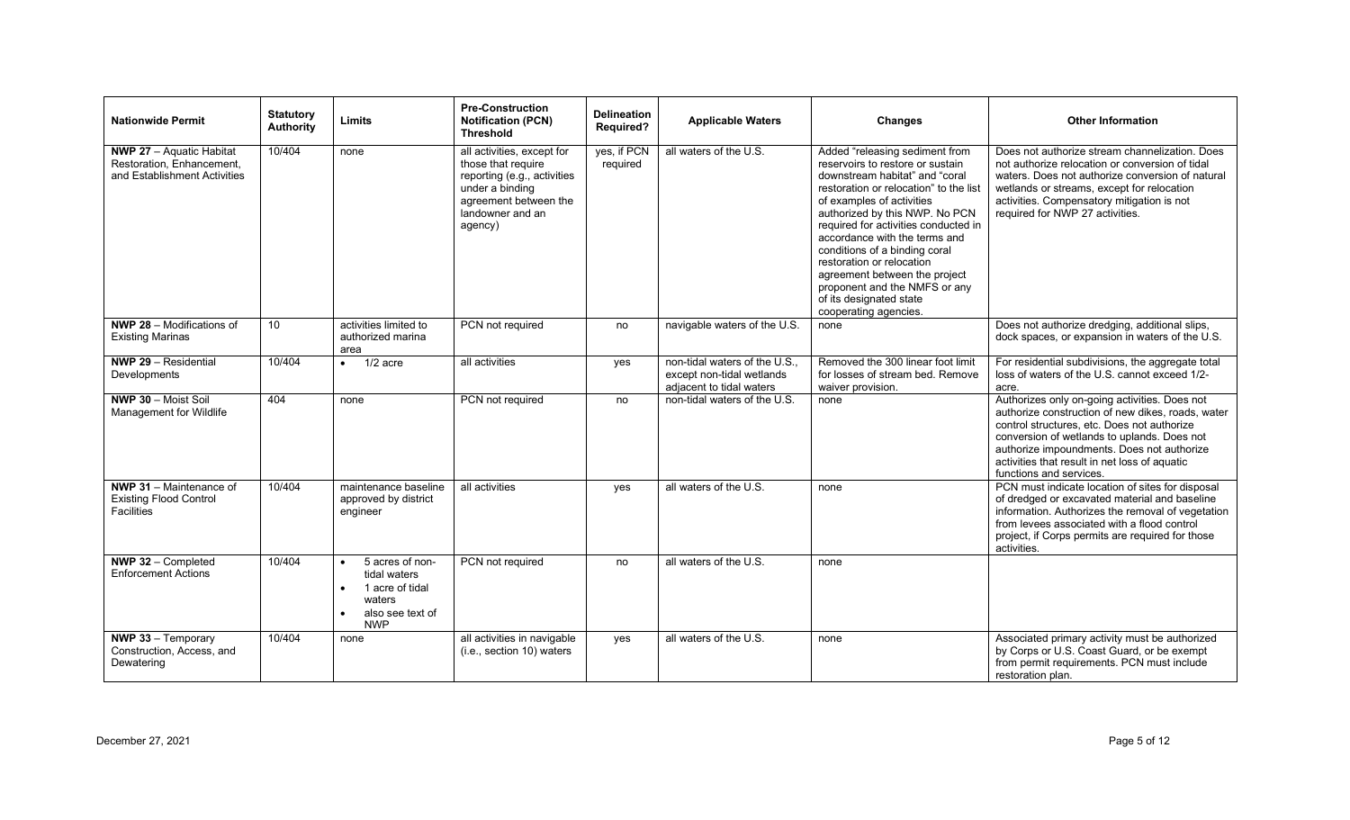| Nationwide Permit | Statutory Authority | Limits | Pre-Construction Notification (PCN) Threshold | Delineation Required? | Applicable Waters | Changes | Other Information |
|---|---|---|---|---|---|---|---|
| **NWP 27** – Aquatic Habitat Restoration, Enhancement, and Establishment Activities | 10/404 | none | all activities, except for those that require reporting (e.g., activities under a binding agreement between the landowner and an agency) | yes, if PCN required | all waters of the U.S. | Added "releasing sediment from reservoirs to restore or sustain downstream habitat" and "coral restoration or relocation" to the list of examples of activities authorized by this NWP. No PCN required for activities conducted in accordance with the terms and conditions of a binding coral restoration or relocation agreement between the project proponent and the NMFS or any of its designated state cooperating agencies. | Does not authorize stream channelization. Does not authorize relocation or conversion of tidal waters. Does not authorize conversion of natural wetlands or streams, except for relocation activities. Compensatory mitigation is not required for NWP 27 activities. |
| **NWP 28** – Modifications of Existing Marinas | 10 | activities limited to authorized marina area | PCN not required | no | navigable waters of the U.S. | none | Does not authorize dredging, additional slips, dock spaces, or expansion in waters of the U.S. |
| **NWP 29** – Residential Developments | 10/404 | • 1/2 acre | all activities | yes | non-tidal waters of the U.S., except non-tidal wetlands adjacent to tidal waters | Removed the 300 linear foot limit for losses of stream bed. Remove waiver provision. | For residential subdivisions, the aggregate total loss of waters of the U.S. cannot exceed 1/2-acre. |
| **NWP 30** – Moist Soil Management for Wildlife | 404 | none | PCN not required | no | non-tidal waters of the U.S. | none | Authorizes only on-going activities. Does not authorize construction of new dikes, roads, water control structures, etc. Does not authorize conversion of wetlands to uplands. Does not authorize impoundments. Does not authorize activities that result in net loss of aquatic functions and services. |
| **NWP 31** – Maintenance of Existing Flood Control Facilities | 10/404 | maintenance baseline approved by district engineer | all activities | yes | all waters of the U.S. | none | PCN must indicate location of sites for disposal of dredged or excavated material and baseline information. Authorizes the removal of vegetation from levees associated with a flood control project, if Corps permits are required for those activities. |
| **NWP 32** – Completed Enforcement Actions | 10/404 | • 5 acres of non-tidal waters<br>• 1 acre of tidal waters<br>• also see text of NWP | PCN not required | no | all waters of the U.S. | none | |
| **NWP 33** – Temporary Construction, Access, and Dewatering | 10/404 | none | all activities in navigable (i.e., section 10) waters | yes | all waters of the U.S. | none | Associated primary activity must be authorized by Corps or U.S. Coast Guard, or be exempt from permit requirements. PCN must include restoration plan. |

December 27, 2021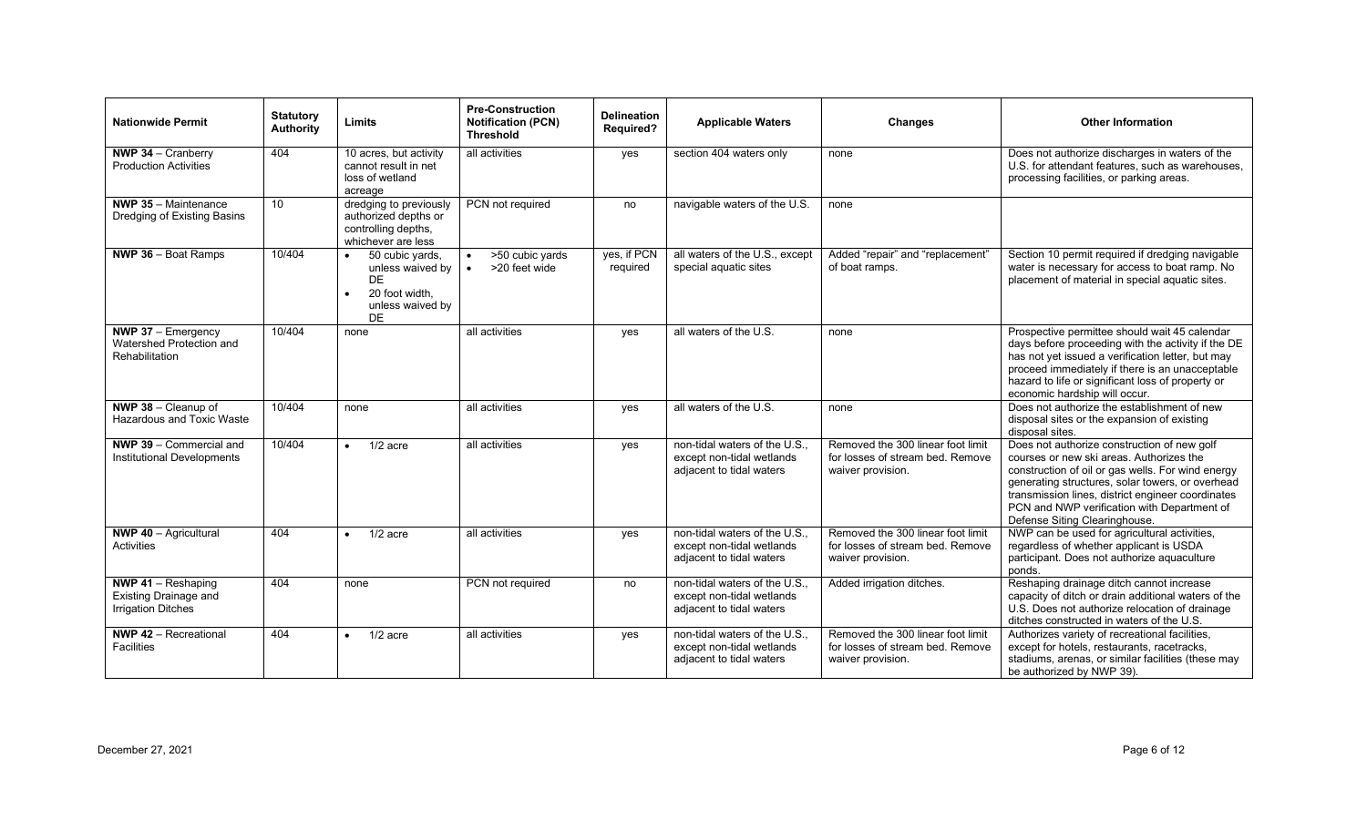| Nationwide Permit | Statutory Authority | Limits | Pre-Construction Notification (PCN) Threshold | Delineation Required? | Applicable Waters | Changes | Other Information |
|---|---|---|---|---|---|---|---|
| **NWP 34** – Cranberry Production Activities | 404 | 10 acres, but activity cannot result in net loss of wetland acreage | all activities | yes | section 404 waters only | none | Does not authorize discharges in waters of the U.S. for attendant features, such as warehouses, processing facilities, or parking areas. |
| **NWP 35** – Maintenance Dredging of Existing Basins | 10 | dredging to previously authorized depths or controlling depths, whichever are less | PCN not required | no | navigable waters of the U.S. | none | |
| **NWP 36** – Boat Ramps | 10/404 | • 50 cubic yards, unless waived by DE<br>• 20 foot width, unless waived by DE | • >50 cubic yards<br>• >20 feet wide | yes, if PCN required | all waters of the U.S., except special aquatic sites | Added "repair" and "replacement" of boat ramps. | Section 10 permit required if dredging navigable water is necessary for access to boat ramp. No placement of material in special aquatic sites. |
| **NWP 37** – Emergency Watershed Protection and Rehabilitation | 10/404 | none | all activities | yes | all waters of the U.S. | none | Prospective permittee should wait 45 calendar days before proceeding with the activity if the DE has not yet issued a verification letter, but may proceed immediately if there is an unacceptable hazard to life or significant loss of property or economic hardship will occur. |
| **NWP 38** – Cleanup of Hazardous and Toxic Waste | 10/404 | none | all activities | yes | all waters of the U.S. | none | Does not authorize the establishment of new disposal sites or the expansion of existing disposal sites. |
| **NWP 39** – Commercial and Institutional Developments | 10/404 | • 1/2 acre | all activities | yes | non-tidal waters of the U.S., except non-tidal wetlands adjacent to tidal waters | Removed the 300 linear foot limit for losses of stream bed. Remove waiver provision. | Does not authorize construction of new golf courses or new ski areas. Authorizes the construction of oil or gas wells. For wind energy generating structures, solar towers, or overhead transmission lines, district engineer coordinates PCN and NWP verification with Department of Defense Siting Clearinghouse. |
| **NWP 40** – Agricultural Activities | 404 | • 1/2 acre | all activities | yes | non-tidal waters of the U.S., except non-tidal wetlands adjacent to tidal waters | Removed the 300 linear foot limit for losses of stream bed. Remove waiver provision. | NWP can be used for agricultural activities, regardless of whether applicant is USDA participant. Does not authorize aquaculture ponds. |
| **NWP 41** – Reshaping Existing Drainage and Irrigation Ditches | 404 | none | PCN not required | no | non-tidal waters of the U.S., except non-tidal wetlands adjacent to tidal waters | Added irrigation ditches. | Reshaping drainage ditch cannot increase capacity of ditch or drain additional waters of the U.S. Does not authorize relocation of drainage ditches constructed in waters of the U.S. |
| **NWP 42** – Recreational Facilities | 404 | • 1/2 acre | all activities | yes | non-tidal waters of the U.S., except non-tidal wetlands adjacent to tidal waters | Removed the 300 linear foot limit for losses of stream bed. Remove waiver provision. | Authorizes variety of recreational facilities, except for hotels, restaurants, racetracks, stadiums, arenas, or similar facilities (these may be authorized by NWP 39). |

December 27, 2021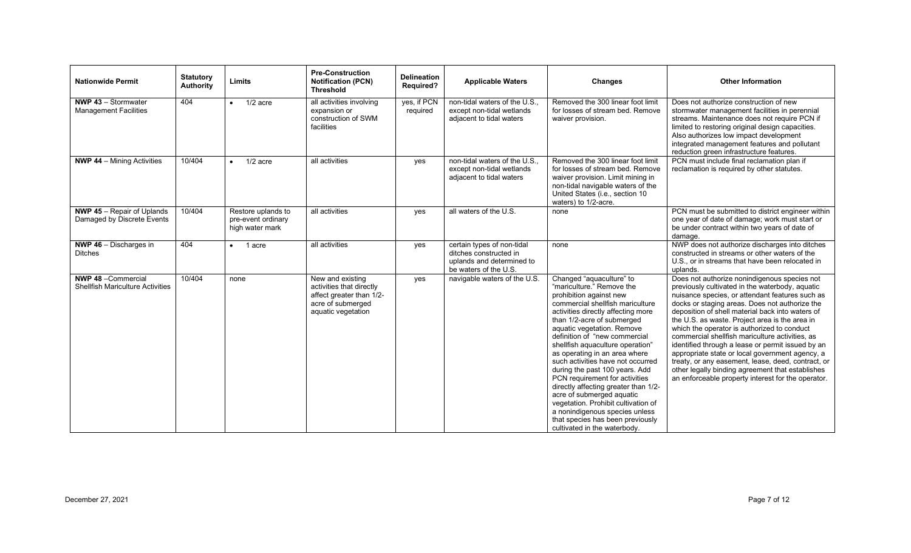| Nationwide Permit | Statutory Authority | Limits | Pre-Construction Notification (PCN) Threshold | Delineation Required? | Applicable Waters | Changes | Other Information |
|---|---|---|---|---|---|---|---|
| **NWP 43** – Stormwater Management Facilities | 404 | • 1/2 acre | all activities involving expansion or construction of SWM facilities | yes, if PCN required | non-tidal waters of the U.S., except non-tidal wetlands adjacent to tidal waters | Removed the 300 linear foot limit for losses of stream bed. Remove waiver provision. | Does not authorize construction of new stormwater management facilities in perennial streams. Maintenance does not require PCN if limited to restoring original design capacities. Also authorizes low impact development integrated management features and pollutant reduction green infrastructure features. |
| **NWP 44** – Mining Activities | 10/404 | • 1/2 acre | all activities | yes | non-tidal waters of the U.S., except non-tidal wetlands adjacent to tidal waters | Removed the 300 linear foot limit for losses of stream bed. Remove waiver provision. Limit mining in non-tidal navigable waters of the United States (i.e., section 10 waters) to 1/2-acre. | PCN must include final reclamation plan if reclamation is required by other statutes. |
| **NWP 45** – Repair of Uplands Damaged by Discrete Events | 10/404 | Restore uplands to pre-event ordinary high water mark | all activities | yes | all waters of the U.S. | none | PCN must be submitted to district engineer within one year of date of damage; work must start or be under contract within two years of date of damage. |
| **NWP 46** – Discharges in Ditches | 404 | • 1 acre | all activities | yes | certain types of non-tidal ditches constructed in uplands and determined to be waters of the U.S. | none | NWP does not authorize discharges into ditches constructed in streams or other waters of the U.S., or in streams that have been relocated in uplands. |
| **NWP 48** –Commercial Shellfish Mariculture Activities | 10/404 | none | New and existing activities that directly affect greater than 1/2-acre of submerged aquatic vegetation | yes | navigable waters of the U.S. | Changed "aquaculture" to "mariculture." Remove the prohibition against new commercial shellfish mariculture activities directly affecting more than 1/2-acre of submerged aquatic vegetation. Remove definition of "new commercial shellfish aquaculture operation" as operating in an area where such activities have not occurred during the past 100 years. Add PCN requirement for activities directly affecting greater than 1/2-acre of submerged aquatic vegetation. Prohibit cultivation of a nonindigenous species unless that species has been previously cultivated in the waterbody. | Does not authorize nonindigenous species not previously cultivated in the waterbody, aquatic nuisance species, or attendant features such as docks or staging areas. Does not authorize the deposition of shell material back into waters of the U.S. as waste. Project area is the area in which the operator is authorized to conduct commercial shellfish mariculture activities, as identified through a lease or permit issued by an appropriate state or local government agency, a treaty, or any easement, lease, deed, contract, or other legally binding agreement that establishes an enforceable property interest for the operator. |

December 27, 2021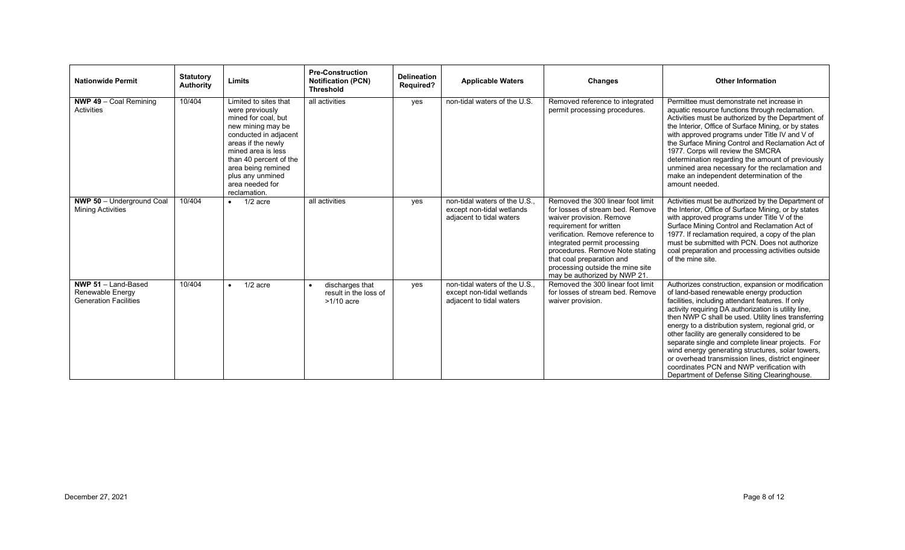| Nationwide Permit | Statutory Authority | Limits | Pre-Construction Notification (PCN) Threshold | Delineation Required? | Applicable Waters | Changes | Other Information |
|---|---|---|---|---|---|---|---|
| **NWP 49** – Coal Remining Activities | 10/404 | Limited to sites that were previously mined for coal, but new mining may be conducted in adjacent areas if the newly mined area is less than 40 percent of the area being remined plus any unmined area needed for reclamation. | all activities | yes | non-tidal waters of the U.S. | Removed reference to integrated permit processing procedures. | Permittee must demonstrate net increase in aquatic resource functions through reclamation. Activities must be authorized by the Department of the Interior, Office of Surface Mining, or by states with approved programs under Title IV and V of the Surface Mining Control and Reclamation Act of 1977. Corps will review the SMCRA determination regarding the amount of previously unmined area necessary for the reclamation and make an independent determination of the amount needed. |
| **NWP 50** – Underground Coal Mining Activities | 10/404 | • 1/2 acre | all activities | yes | non-tidal waters of the U.S., except non-tidal wetlands adjacent to tidal waters | Removed the 300 linear foot limit for losses of stream bed. Remove waiver provision. Remove requirement for written verification. Remove reference to integrated permit processing procedures. Remove Note stating that coal preparation and processing outside the mine site may be authorized by NWP 21. | Activities must be authorized by the Department of the Interior, Office of Surface Mining, or by states with approved programs under Title V of the Surface Mining Control and Reclamation Act of 1977. If reclamation required, a copy of the plan must be submitted with PCN. Does not authorize coal preparation and processing activities outside of the mine site. |
| **NWP 51** – Land-Based Renewable Energy Generation Facilities | 10/404 | • 1/2 acre | • discharges that result in the loss of >1/10 acre | yes | non-tidal waters of the U.S., except non-tidal wetlands adjacent to tidal waters | Removed the 300 linear foot limit for losses of stream bed. Remove waiver provision. | Authorizes construction, expansion or modification of land-based renewable energy production facilities, including attendant features. If only activity requiring DA authorization is utility line, then NWP C shall be used. Utility lines transferring energy to a distribution system, regional grid, or other facility are generally considered to be separate single and complete linear projects. For wind energy generating structures, solar towers, or overhead transmission lines, district engineer coordinates PCN and NWP verification with Department of Defense Siting Clearinghouse. |

December 27, 2021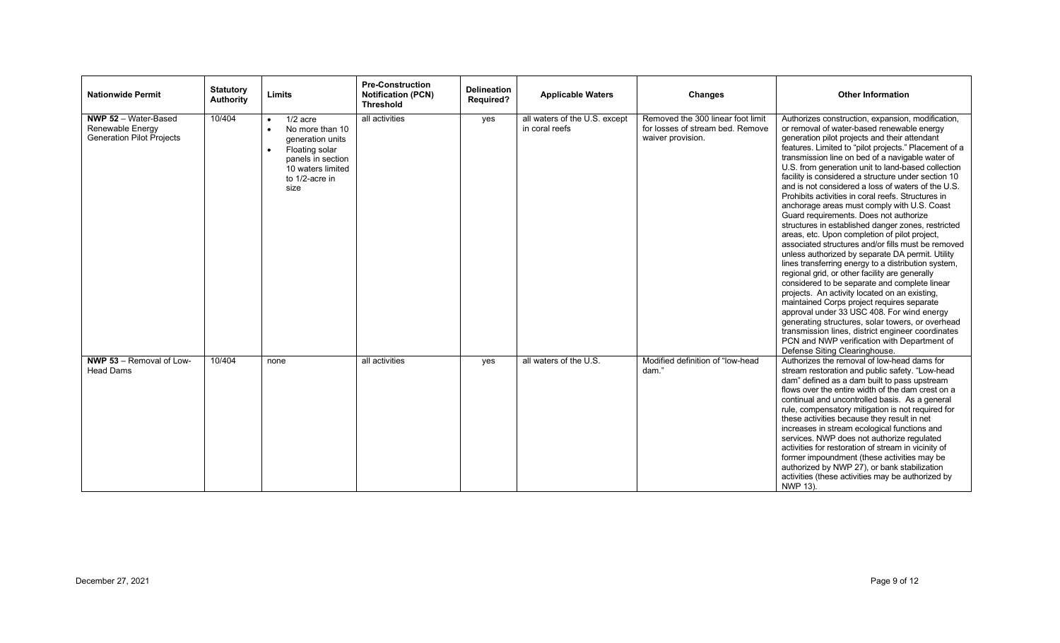| Nationwide Permit | Statutory Authority | Limits | Pre-Construction Notification (PCN) Threshold | Delineation Required? | Applicable Waters | Changes | Other Information |
|---|---|---|---|---|---|---|---|
| **NWP 52** – Water-Based Renewable Energy Generation Pilot Projects | 10/404 | • 1/2 acre<br>• No more than 10 generation units<br>• Floating solar panels in section 10 waters limited to 1/2-acre in size | all activities | yes | all waters of the U.S. except in coral reefs | Removed the 300 linear foot limit for losses of stream bed. Remove waiver provision. | Authorizes construction, expansion, modification, or removal of water-based renewable energy generation pilot projects and their attendant features. Limited to "pilot projects." Placement of a transmission line on bed of a navigable water of U.S. from generation unit to land-based collection facility is considered a structure under section 10 and is not considered a loss of waters of the U.S. Prohibits activities in coral reefs. Structures in anchorage areas must comply with U.S. Coast Guard requirements. Does not authorize structures in established danger zones, restricted areas, etc. Upon completion of pilot project, associated structures and/or fills must be removed unless authorized by separate DA permit. Utility lines transferring energy to a distribution system, regional grid, or other facility are generally considered to be separate and complete linear projects. An activity located on an existing, maintained Corps project requires separate approval under 33 USC 408. For wind energy generating structures, solar towers, or overhead transmission lines, district engineer coordinates PCN and NWP verification with Department of Defense Siting Clearinghouse. |
| **NWP 53** – Removal of Low-Head Dams | 10/404 | none | all activities | yes | all waters of the U.S. | Modified definition of "low-head dam." | Authorizes the removal of low-head dams for stream restoration and public safety. "Low-head dam" defined as a dam built to pass upstream flows over the entire width of the dam crest on a continual and uncontrolled basis. As a general rule, compensatory mitigation is not required for these activities because they result in net increases in stream ecological functions and services. NWP does not authorize regulated activities for restoration of stream in vicinity of former impoundment (these activities may be authorized by NWP 27), or bank stabilization activities (these activities may be authorized by NWP 13). |

December 27, 2021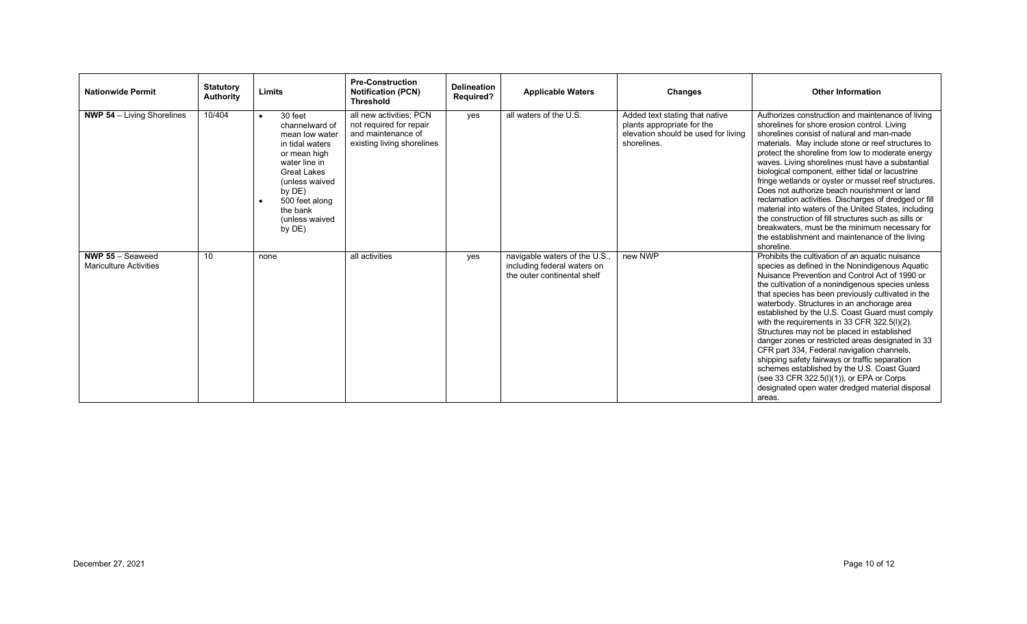| Nationwide Permit | Statutory Authority | Limits | Pre-Construction Notification (PCN) Threshold | Delineation Required? | Applicable Waters | Changes | Other Information |
|---|---|---|---|---|---|---|---|
| **NWP 54** – Living Shorelines | 10/404 | • 30 feet channelward of mean low water in tidal waters or mean high water line in Great Lakes (unless waived by DE)<br>• 500 feet along the bank (unless waived by DE) | all new activities; PCN not required for repair and maintenance of existing living shorelines | yes | all waters of the U.S. | Added text stating that native plants appropriate for the elevation should be used for living shorelines. | Authorizes construction and maintenance of living shorelines for shore erosion control. Living shorelines consist of natural and man-made materials. May include stone or reef structures to protect the shoreline from low to moderate energy waves. Living shorelines must have a substantial biological component, either tidal or lacustrine fringe wetlands or oyster or mussel reef structures. Does not authorize beach nourishment or land reclamation activities. Discharges of dredged or fill material into waters of the United States, including the construction of fill structures such as sills or breakwaters, must be the minimum necessary for the establishment and maintenance of the living shoreline. |
| **NWP 55** – Seaweed Mariculture Activities | 10 | none | all activities | yes | navigable waters of the U.S., including federal waters on the outer continental shelf | new NWP | Prohibits the cultivation of an aquatic nuisance species as defined in the Nonindigenous Aquatic Nuisance Prevention and Control Act of 1990 or the cultivation of a nonindigenous species unless that species has been previously cultivated in the waterbody. Structures in an anchorage area established by the U.S. Coast Guard must comply with the requirements in 33 CFR 322.5(l)(2). Structures may not be placed in established danger zones or restricted areas designated in 33 CFR part 334, Federal navigation channels, shipping safety fairways or traffic separation schemes established by the U.S. Coast Guard (see 33 CFR 322.5(l)(1)), or EPA or Corps designated open water dredged material disposal areas. |

December 27, 2021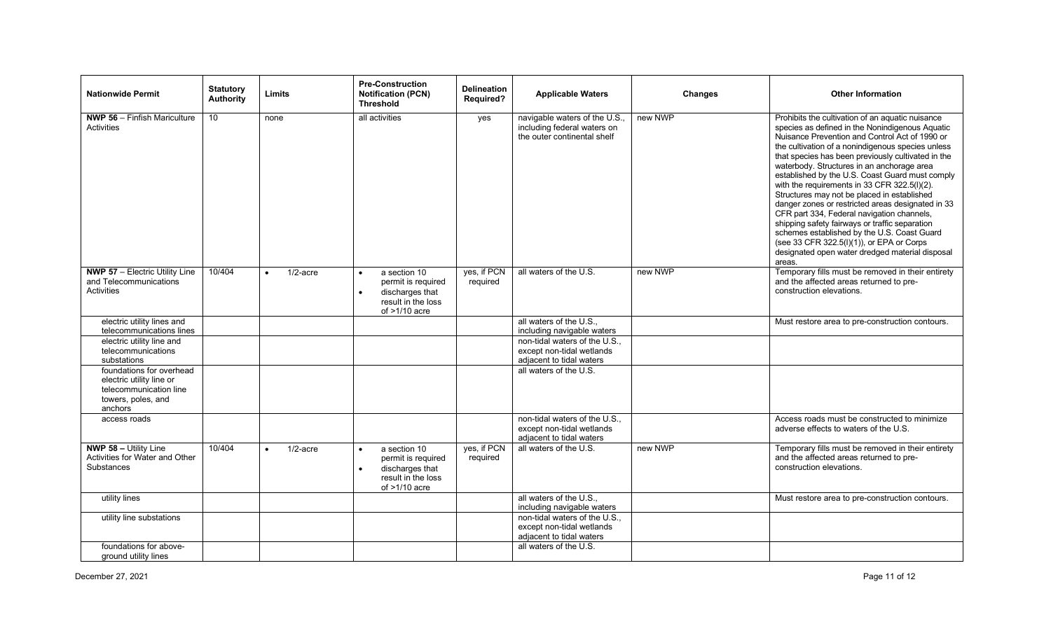| Nationwide Permit | Statutory Authority | Limits | Pre-Construction Notification (PCN) Threshold | Delineation Required? | Applicable Waters | Changes | Other Information |
|---|---|---|---|---|---|---|---|
| **NWP 56** – Finfish Mariculture Activities | 10 | none | all activities | yes | navigable waters of the U.S., including federal waters on the outer continental shelf | new NWP | Prohibits the cultivation of an aquatic nuisance species as defined in the Nonindigenous Aquatic Nuisance Prevention and Control Act of 1990 or the cultivation of a nonindigenous species unless that species has been previously cultivated in the waterbody. Structures in an anchorage area established by the U.S. Coast Guard must comply with the requirements in 33 CFR 322.5(l)(2). Structures may not be placed in established danger zones or restricted areas designated in 33 CFR part 334, Federal navigation channels, shipping safety fairways or traffic separation schemes established by the U.S. Coast Guard (see 33 CFR 322.5(l)(1)), or EPA or Corps designated open water dredged material disposal areas. |
| **NWP 57** – Electric Utility Line and Telecommunications Activities | 10/404 | • 1/2-acre | • a section 10 permit is required<br>• discharges that result in the loss of >1/10 acre | yes, if PCN required | all waters of the U.S. | new NWP | Temporary fills must be removed in their entirety and the affected areas returned to pre-construction elevations. |
| electric utility lines and telecommunications lines | | | | | all waters of the U.S., including navigable waters | | Must restore area to pre-construction contours. |
| electric utility line and telecommunications substations | | | | | non-tidal waters of the U.S., except non-tidal wetlands adjacent to tidal waters | | |
| foundations for overhead electric utility line or telecommunication line towers, poles, and anchors | | | | | all waters of the U.S. | | |
| access roads | | | | | non-tidal waters of the U.S., except non-tidal wetlands adjacent to tidal waters | | Access roads must be constructed to minimize adverse effects to waters of the U.S. |
| **NWP 58** – Utility Line Activities for Water and Other Substances | 10/404 | • 1/2-acre | • a section 10 permit is required<br>• discharges that result in the loss of >1/10 acre | yes, if PCN required | all waters of the U.S. | new NWP | Temporary fills must be removed in their entirety and the affected areas returned to pre-construction elevations. |
| utility lines | | | | | all waters of the U.S., including navigable waters | | Must restore area to pre-construction contours. |
| utility line substations | | | | | non-tidal waters of the U.S., except non-tidal wetlands adjacent to tidal waters | | |
| foundations for above-ground utility lines | | | | | all waters of the U.S. | | |

December 27, 2021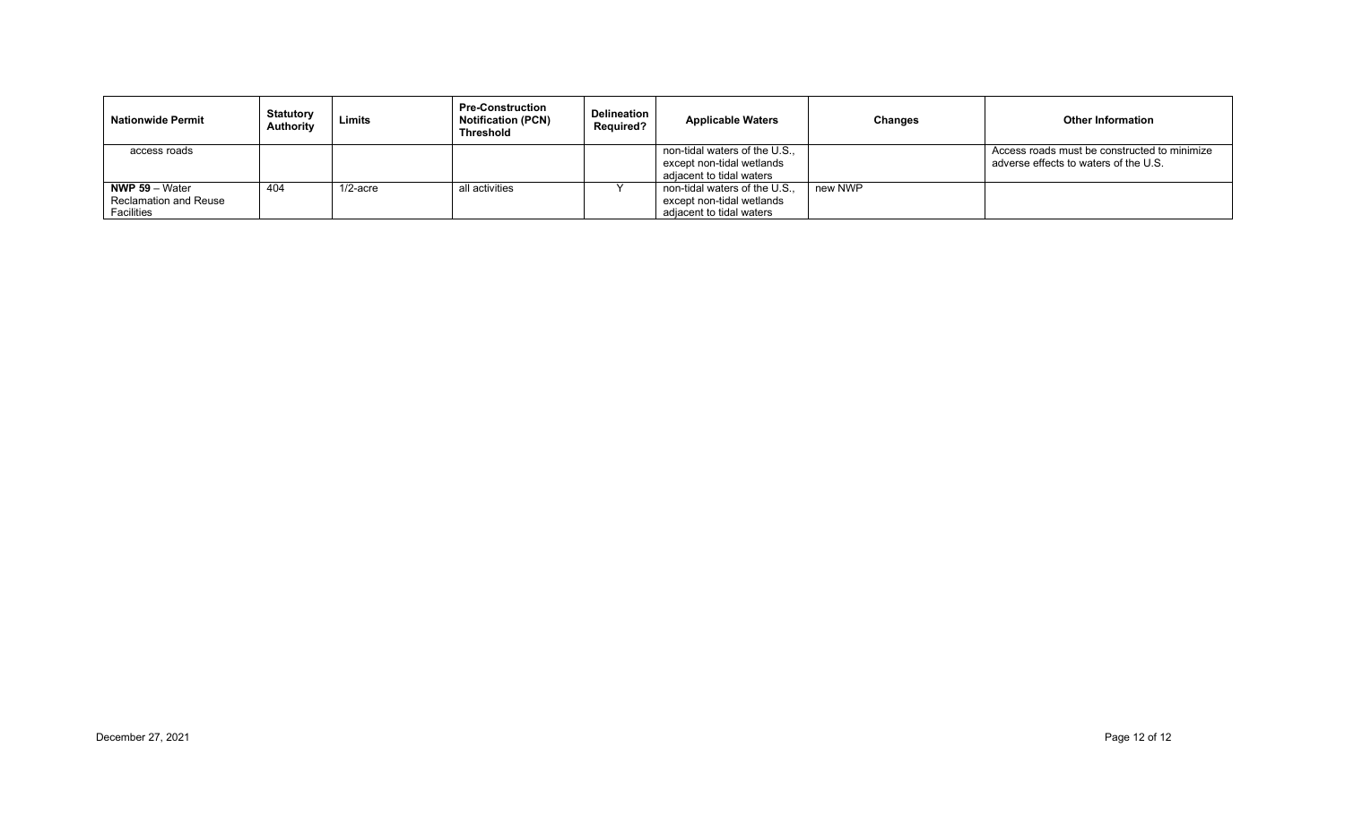| Nationwide Permit | Statutory Authority | Limits | Pre-Construction Notification (PCN) Threshold | Delineation Required? | Applicable Waters | Changes | Other Information |
| --- | --- | --- | --- | --- | --- | --- | --- |
| access roads | | | | | non-tidal waters of the U.S., except non-tidal wetlands adjacent to tidal waters | | Access roads must be constructed to minimize adverse effects to waters of the U.S. |
| **NWP 59** – Water Reclamation and Reuse Facilities | 404 | 1/2-acre | all activities | Y | non-tidal waters of the U.S., except non-tidal wetlands adjacent to tidal waters | new NWP | |

December 27, 2021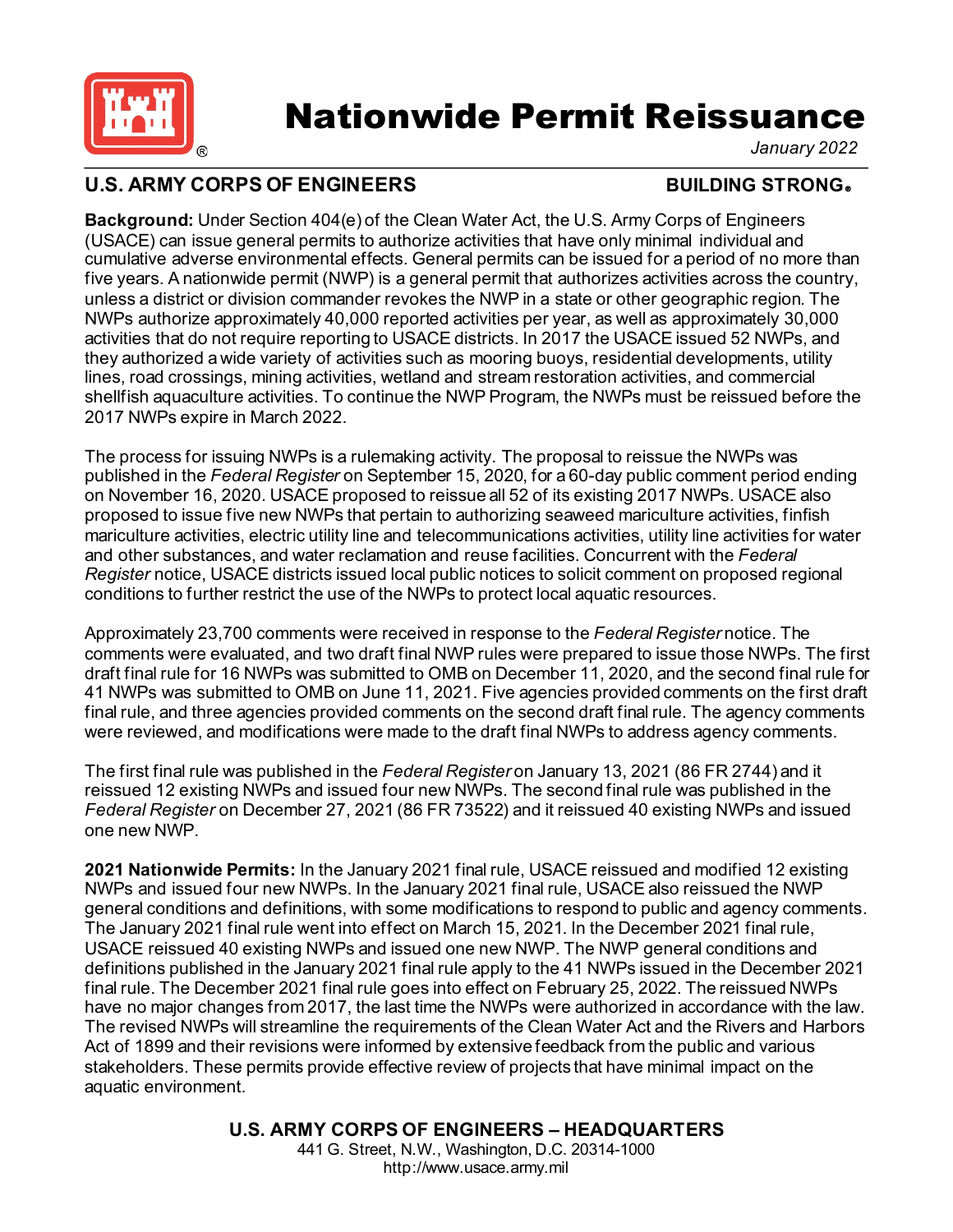# Nationwide Permit Reissuance

*January 2022*

**U.S. ARMY CORPS OF ENGINEERS** **BUILDING STRONG®**

**Background:** Under Section 404(e) of the Clean Water Act, the U.S. Army Corps of Engineers (USACE) can issue general permits to authorize activities that have only minimal individual and cumulative adverse environmental effects. General permits can be issued for a period of no more than five years. A nationwide permit (NWP) is a general permit that authorizes activities across the country, unless a district or division commander revokes the NWP in a state or other geographic region. The NWPs authorize approximately 40,000 reported activities per year, as well as approximately 30,000 activities that do not require reporting to USACE districts. In 2017 the USACE issued 52 NWPs, and they authorized a wide variety of activities such as mooring buoys, residential developments, utility lines, road crossings, mining activities, wetland and stream restoration activities, and commercial shellfish aquaculture activities. To continue the NWP Program, the NWPs must be reissued before the 2017 NWPs expire in March 2022.

The process for issuing NWPs is a rulemaking activity. The proposal to reissue the NWPs was published in the *Federal Register* on September 15, 2020, for a 60-day public comment period ending on November 16, 2020. USACE proposed to reissue all 52 of its existing 2017 NWPs. USACE also proposed to issue five new NWPs that pertain to authorizing seaweed mariculture activities, finfish mariculture activities, electric utility line and telecommunications activities, utility line activities for water and other substances, and water reclamation and reuse facilities. Concurrent with the *Federal Register* notice, USACE districts issued local public notices to solicit comment on proposed regional conditions to further restrict the use of the NWPs to protect local aquatic resources.

Approximately 23,700 comments were received in response to the *Federal Register* notice. The comments were evaluated, and two draft final NWP rules were prepared to issue those NWPs. The first draft final rule for 16 NWPs was submitted to OMB on December 11, 2020, and the second final rule for 41 NWPs was submitted to OMB on June 11, 2021. Five agencies provided comments on the first draft final rule, and three agencies provided comments on the second draft final rule. The agency comments were reviewed, and modifications were made to the draft final NWPs to address agency comments.

The first final rule was published in the *Federal Register* on January 13, 2021 (86 FR 2744) and it reissued 12 existing NWPs and issued four new NWPs. The second final rule was published in the *Federal Register* on December 27, 2021 (86 FR 73522) and it reissued 40 existing NWPs and issued one new NWP.

**2021 Nationwide Permits:** In the January 2021 final rule, USACE reissued and modified 12 existing NWPs and issued four new NWPs. In the January 2021 final rule, USACE also reissued the NWP general conditions and definitions, with some modifications to respond to public and agency comments. The January 2021 final rule went into effect on March 15, 2021. In the December 2021 final rule, USACE reissued 40 existing NWPs and issued one new NWP. The NWP general conditions and definitions published in the January 2021 final rule apply to the 41 NWPs issued in the December 2021 final rule. The December 2021 final rule goes into effect on February 25, 2022. The reissued NWPs have no major changes from 2017, the last time the NWPs were authorized in accordance with the law. The revised NWPs will streamline the requirements of the Clean Water Act and the Rivers and Harbors Act of 1899 and their revisions were informed by extensive feedback from the public and various stakeholders. These permits provide effective review of projects that have minimal impact on the aquatic environment.

**U.S. ARMY CORPS OF ENGINEERS – HEADQUARTERS**
441 G. Street, N.W., Washington, D.C. 20314-1000
http://www.usace.army.mil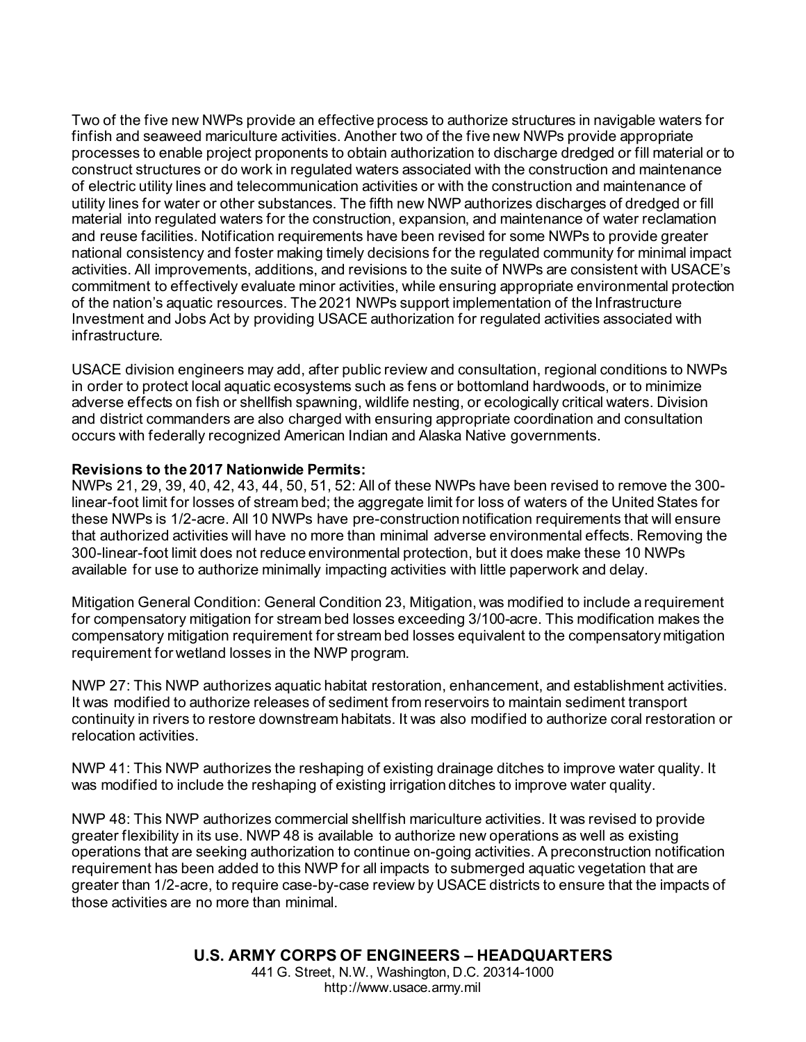Two of the five new NWPs provide an effective process to authorize structures in navigable waters for finfish and seaweed mariculture activities. Another two of the five new NWPs provide appropriate processes to enable project proponents to obtain authorization to discharge dredged or fill material or to construct structures or do work in regulated waters associated with the construction and maintenance of electric utility lines and telecommunication activities or with the construction and maintenance of utility lines for water or other substances. The fifth new NWP authorizes discharges of dredged or fill material into regulated waters for the construction, expansion, and maintenance of water reclamation and reuse facilities. Notification requirements have been revised for some NWPs to provide greater national consistency and foster making timely decisions for the regulated community for minimal impact activities. All improvements, additions, and revisions to the suite of NWPs are consistent with USACE's commitment to effectively evaluate minor activities, while ensuring appropriate environmental protection of the nation's aquatic resources. The 2021 NWPs support implementation of the Infrastructure Investment and Jobs Act by providing USACE authorization for regulated activities associated with infrastructure.

USACE division engineers may add, after public review and consultation, regional conditions to NWPs in order to protect local aquatic ecosystems such as fens or bottomland hardwoods, or to minimize adverse effects on fish or shellfish spawning, wildlife nesting, or ecologically critical waters. Division and district commanders are also charged with ensuring appropriate coordination and consultation occurs with federally recognized American Indian and Alaska Native governments.

**Revisions to the 2017 Nationwide Permits:**
NWPs 21, 29, 39, 40, 42, 43, 44, 50, 51, 52: All of these NWPs have been revised to remove the 300-linear-foot limit for losses of stream bed; the aggregate limit for loss of waters of the United States for these NWPs is 1/2-acre. All 10 NWPs have pre-construction notification requirements that will ensure that authorized activities will have no more than minimal adverse environmental effects. Removing the 300-linear-foot limit does not reduce environmental protection, but it does make these 10 NWPs available for use to authorize minimally impacting activities with little paperwork and delay.

Mitigation General Condition: General Condition 23, Mitigation, was modified to include a requirement for compensatory mitigation for stream bed losses exceeding 3/100-acre. This modification makes the compensatory mitigation requirement for stream bed losses equivalent to the compensatory mitigation requirement for wetland losses in the NWP program.

NWP 27: This NWP authorizes aquatic habitat restoration, enhancement, and establishment activities. It was modified to authorize releases of sediment from reservoirs to maintain sediment transport continuity in rivers to restore downstream habitats. It was also modified to authorize coral restoration or relocation activities.

NWP 41: This NWP authorizes the reshaping of existing drainage ditches to improve water quality. It was modified to include the reshaping of existing irrigation ditches to improve water quality.

NWP 48: This NWP authorizes commercial shellfish mariculture activities. It was revised to provide greater flexibility in its use. NWP 48 is available to authorize new operations as well as existing operations that are seeking authorization to continue on-going activities. A preconstruction notification requirement has been added to this NWP for all impacts to submerged aquatic vegetation that are greater than 1/2-acre, to require case-by-case review by USACE districts to ensure that the impacts of those activities are no more than minimal.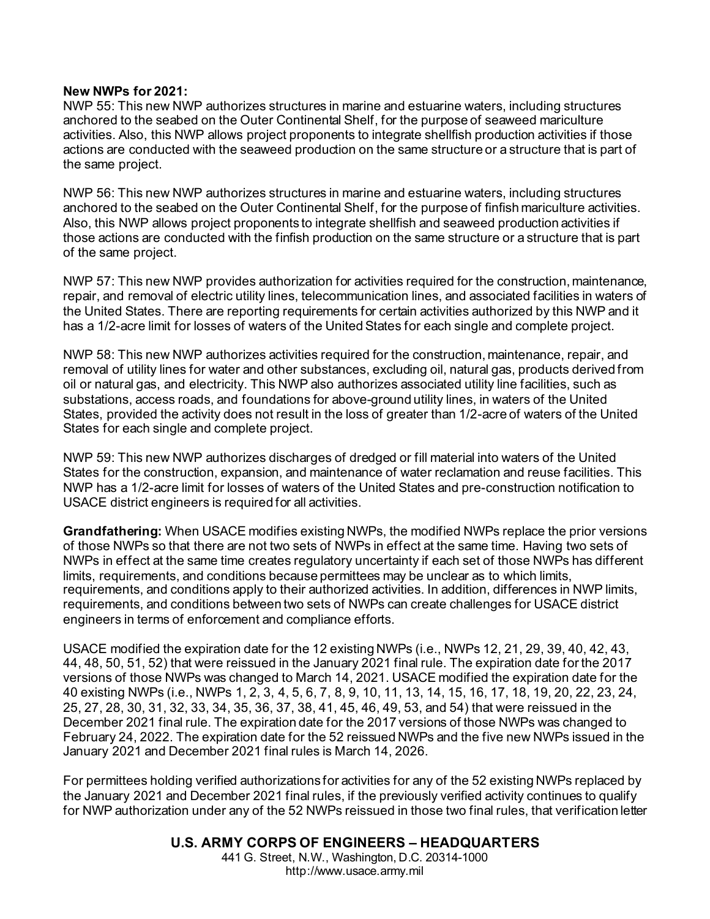**New NWPs for 2021:**
NWP 55: This new NWP authorizes structures in marine and estuarine waters, including structures anchored to the seabed on the Outer Continental Shelf, for the purpose of seaweed mariculture activities. Also, this NWP allows project proponents to integrate shellfish production activities if those actions are conducted with the seaweed production on the same structure or a structure that is part of the same project.

NWP 56: This new NWP authorizes structures in marine and estuarine waters, including structures anchored to the seabed on the Outer Continental Shelf, for the purpose of finfish mariculture activities. Also, this NWP allows project proponents to integrate shellfish and seaweed production activities if those actions are conducted with the finfish production on the same structure or a structure that is part of the same project.

NWP 57: This new NWP provides authorization for activities required for the construction, maintenance, repair, and removal of electric utility lines, telecommunication lines, and associated facilities in waters of the United States. There are reporting requirements for certain activities authorized by this NWP and it has a 1/2-acre limit for losses of waters of the United States for each single and complete project.

NWP 58: This new NWP authorizes activities required for the construction, maintenance, repair, and removal of utility lines for water and other substances, excluding oil, natural gas, products derived from oil or natural gas, and electricity. This NWP also authorizes associated utility line facilities, such as substations, access roads, and foundations for above-ground utility lines, in waters of the United States, provided the activity does not result in the loss of greater than 1/2-acre of waters of the United States for each single and complete project.

NWP 59: This new NWP authorizes discharges of dredged or fill material into waters of the United States for the construction, expansion, and maintenance of water reclamation and reuse facilities. This NWP has a 1/2-acre limit for losses of waters of the United States and pre-construction notification to USACE district engineers is required for all activities.

**Grandfathering:** When USACE modifies existing NWPs, the modified NWPs replace the prior versions of those NWPs so that there are not two sets of NWPs in effect at the same time. Having two sets of NWPs in effect at the same time creates regulatory uncertainty if each set of those NWPs has different limits, requirements, and conditions because permittees may be unclear as to which limits, requirements, and conditions apply to their authorized activities. In addition, differences in NWP limits, requirements, and conditions between two sets of NWPs can create challenges for USACE district engineers in terms of enforcement and compliance efforts.

USACE modified the expiration date for the 12 existing NWPs (i.e., NWPs 12, 21, 29, 39, 40, 42, 43, 44, 48, 50, 51, 52) that were reissued in the January 2021 final rule. The expiration date for the 2017 versions of those NWPs was changed to March 14, 2021. USACE modified the expiration date for the 40 existing NWPs (i.e., NWPs 1, 2, 3, 4, 5, 6, 7, 8, 9, 10, 11, 13, 14, 15, 16, 17, 18, 19, 20, 22, 23, 24, 25, 27, 28, 30, 31, 32, 33, 34, 35, 36, 37, 38, 41, 45, 46, 49, 53, and 54) that were reissued in the December 2021 final rule. The expiration date for the 2017 versions of those NWPs was changed to February 24, 2022. The expiration date for the 52 reissued NWPs and the five new NWPs issued in the January 2021 and December 2021 final rules is March 14, 2026.

For permittees holding verified authorizations for activities for any of the 52 existing NWPs replaced by the January 2021 and December 2021 final rules, if the previously verified activity continues to qualify for NWP authorization under any of the 52 NWPs reissued in those two final rules, that verification letter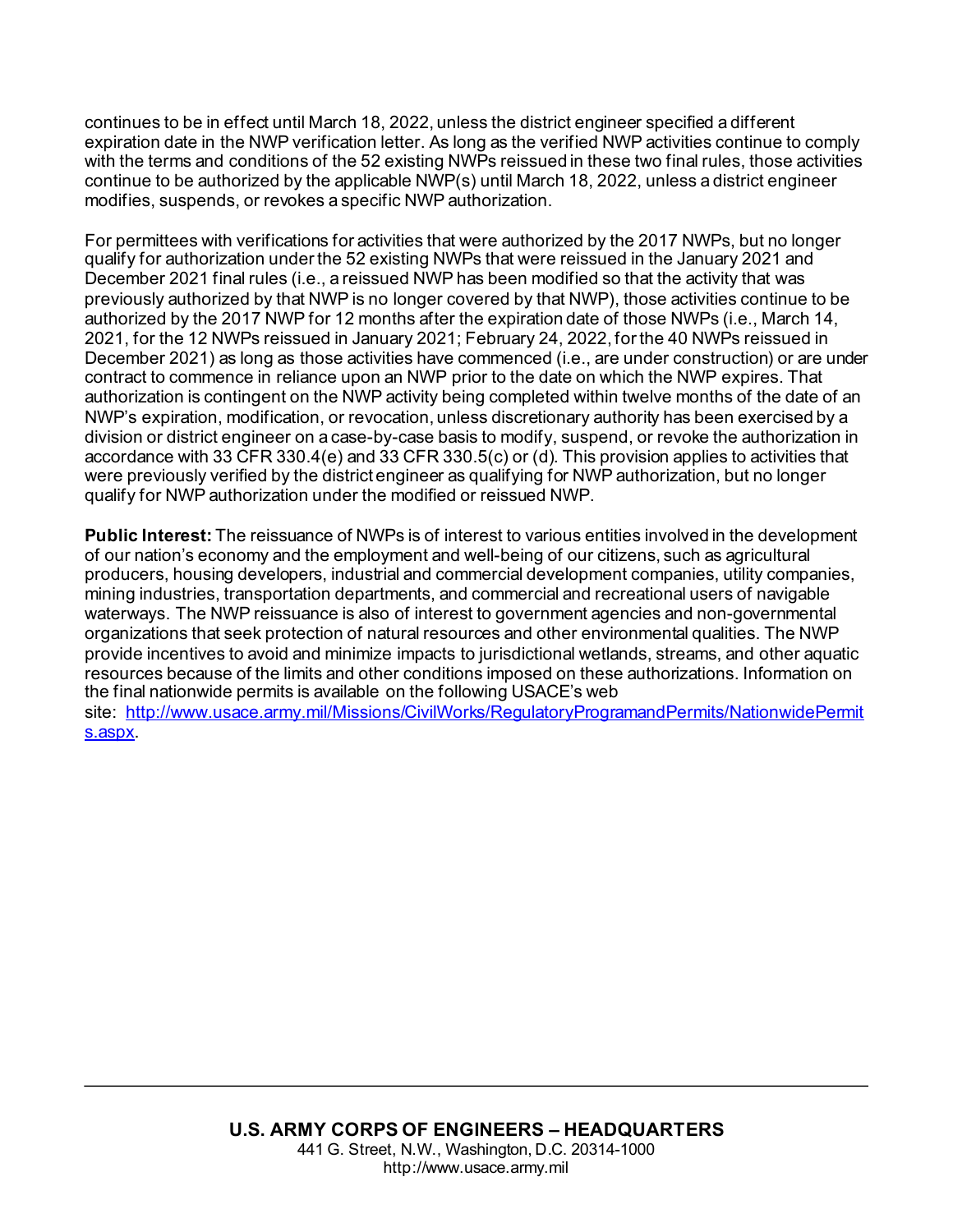continues to be in effect until March 18, 2022, unless the district engineer specified a different expiration date in the NWP verification letter. As long as the verified NWP activities continue to comply with the terms and conditions of the 52 existing NWPs reissued in these two final rules, those activities continue to be authorized by the applicable NWP(s) until March 18, 2022, unless a district engineer modifies, suspends, or revokes a specific NWP authorization.

For permittees with verifications for activities that were authorized by the 2017 NWPs, but no longer qualify for authorization under the 52 existing NWPs that were reissued in the January 2021 and December 2021 final rules (i.e., a reissued NWP has been modified so that the activity that was previously authorized by that NWP is no longer covered by that NWP), those activities continue to be authorized by the 2017 NWP for 12 months after the expiration date of those NWPs (i.e., March 14, 2021, for the 12 NWPs reissued in January 2021; February 24, 2022, for the 40 NWPs reissued in December 2021) as long as those activities have commenced (i.e., are under construction) or are under contract to commence in reliance upon an NWP prior to the date on which the NWP expires. That authorization is contingent on the NWP activity being completed within twelve months of the date of an NWP's expiration, modification, or revocation, unless discretionary authority has been exercised by a division or district engineer on a case-by-case basis to modify, suspend, or revoke the authorization in accordance with 33 CFR 330.4(e) and 33 CFR 330.5(c) or (d). This provision applies to activities that were previously verified by the district engineer as qualifying for NWP authorization, but no longer qualify for NWP authorization under the modified or reissued NWP.

**Public Interest:** The reissuance of NWPs is of interest to various entities involved in the development of our nation's economy and the employment and well-being of our citizens, such as agricultural producers, housing developers, industrial and commercial development companies, utility companies, mining industries, transportation departments, and commercial and recreational users of navigable waterways. The NWP reissuance is also of interest to government agencies and non-governmental organizations that seek protection of natural resources and other environmental qualities. The NWP provide incentives to avoid and minimize impacts to jurisdictional wetlands, streams, and other aquatic resources because of the limits and other conditions imposed on these authorizations. Information on the final nationwide permits is available on the following USACE's web site: [http://www.usace.army.mil/Missions/CivilWorks/RegulatoryProgramandPermits/NationwidePermits.aspx](http://www.usace.army.mil/Missions/CivilWorks/RegulatoryProgramandPermits/NationwidePermits.aspx).

**U.S. ARMY CORPS OF ENGINEERS – HEADQUARTERS**
441 G. Street, N.W., Washington, D.C. 20314-1000
http://www.usace.army.mil